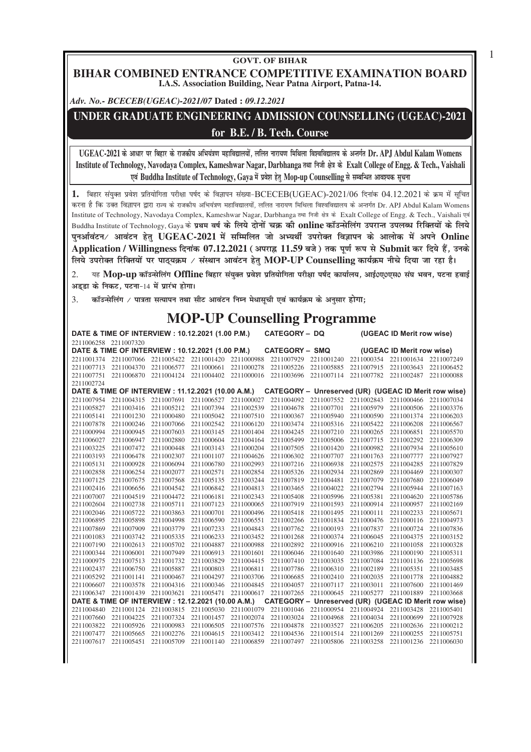**GOVT. OF BIHAR**

# BIHAR COMBINED ENTRANCE COMPETITIVE EXAMINATION BOARD

**I.A.S. Association Building, Near Patna Airport, Patna-14.**

*Adv. No.- BCECEB(UGEAC)-2021/07* **Dated :** *09.12.2021*

## UNDER GRADUATE ENGINEERING ADMISSION COUNSELLING (UGEAC)-2021

## for B.E. / B. Tech. Course

**UGEAC-2021 के आधार पर बिहार के राजकीय अभियंत्रण महाविद्यालयों, ललित नारायण मिथिला विश्वविद्यालय के अन्तर्गत Dr. APJ Abdul Kalam Womens Institute of Technology, Navodaya Complex, Kameshwar Nagar, Darbhanga तथा निजी क्षेत्र के Exalt College of Engg. & Tech., Vaishali एवं Buddha Institute of Technology, Gaya में प्रवेश हेतु Mop-up Counselling से सम्बन्धित आवश्यक सूचना**

**1.** बिहार संयुक्त प्रवेश प्रतियोगिता परीक्षा पर्षद के विज्ञापन संख्या-BCECEB(UGEAC)-2021/06 दिनांक 04.12.2021 के क्रम में सूचित करना है कि उक्त विज्ञापन द्वारा राज्य के राजकीय अभियंत्रण महाविद्यालयों, ललित नारायण मिथिला विश्वविद्यालय के अन्तर्गत Dr. APJ Abdul Kalam Womens Institute of Technology, Navodaya Complex, Kameshwar Nagar, Darbhanga तथा निजी क्षेत्र के Exalt College of Engg. & Tech., Vaishali एवं Buddha Institute of Technology, Gaya के **प्रथम वर्ष के लिये दोनों चक्र की online कॉउन्सेलिंग उपरान्त उपलब्ध रिक्तियों के लिये पुनर्आवंटन/ आवंटन हेतु UGEAC-2021 में सम्मिलित जो अभ्यर्थी उपरोक्त विज्ञापन के आलोक में अपने Online Application / Willingness दिनांक 07.12.2021 (अपराह्न 11.59 बजे) तक पूर्ण रूप से Submit कर दिये हैं, उनके लिये उपरोक्त रिक्तियों पर पाठ्यक्रम / संस्थान आवंटन हेतु MOP-UP Counselling कार्यक्रम नीचे दिया जा रहा है।**

2. यह **Mop-up कॉउन्सेलिंग Offline बिहार संयुक्त प्रवेश प्रतियोगिता परीक्षा पर्षद कार्यालय, आई०ए०एस० संघ भवन, पटना हवाई अड्डा के निकट, पटना-14 में प्रारंभ होगा।**

3. **कॉउन्सेलिंग / पात्रता सत्यापन तथा सीट आवंटन निम्न मेधासूची एवं कार्यक्रम के अनुसार होगा;**

# MOP-UP Counselling Programme

**DATE & TIME OF INTERVIEW : 10.12.2021 (1.00 P.M.) CATEGORY – DQ (UGEAC ID Merit row wise)**

2211006258 2211007320

**DATE & TIME OF INTERVIEW : 10.12.2021 (1.00 P.M.) CATEGORY – SMQ (UGEAC ID Merit row wise)**

2211001374 2211007066 2211005422 2211001420 2211000988 2211007929 2211001240 2211000354 2211001634 2211007249
2211007713 2211004370 2211006577 2211000661 2211000278 2211005226 2211005885 2211007915 2211003643 2211006452
2211007751 2211006870 2211004124 2211004402 2211000016 2211003696 2211007114 2211007782 2211002487 2211000088
2211002724

**DATE & TIME OF INTERVIEW : 11.12.2021 (10.00 A.M.) CATEGORY – Unreserved (UR) (UGEAC ID Merit row wise)**

2211007954 2211004315 2211007691 2211006527 2211000027 2211004092 2211007552 2211002843 2211000466 2211007034
2211005827 2211003416 2211005212 2211007394 2211002539 2211004678 2211007701 2211005979 2211000506 2211003376
2211005141 2211001230 2211000480 2211005042 2211007510 2211000367 2211005940 2211000590 2211001374 2211006203
2211007878 2211000246 2211007066 2211002542 2211006120 2211003474 2211005316 2211005422 2211006208 2211006567
2211000994 2211000945 2211007603 2211003145 2211001404 2211004245 2211007210 2211000265 2211006851 2211005570
2211006027 2211006947 2211002880 2211000604 2211004164 2211005499 2211005006 2211007715 2211002292 2211006309
2211003225 2211007472 2211000448 2211003143 2211000204 2211007505 2211001420 2211000982 2211007934 2211005610
2211003193 2211006478 2211002307 2211001107 2211004626 2211006302 2211007707 2211001763 2211007777 2211007927
2211005131 2211000928 2211006094 2211006780 2211002993 2211007216 2211006938 2211002575 2211004285 2211007829
2211002858 2211006254 2211002077 2211002571 2211002854 2211005326 2211002934 2211002869 2211004469 2211000307
2211007125 2211007675 2211007568 2211005135 2211003244 2211007819 2211004481 2211007079 2211007680 2211006049
2211002416 2211006656 2211004542 2211006842 2211004813 2211003465 2211004022 2211002794 2211005944 2211007163
2211007007 2211004519 2211004472 2211006181 2211002343 2211005408 2211005996 2211005381 2211004620 2211005786
2211002604 2211002738 2211005711 2211007123 2211000065 2211007919 2211001593 2211000914 2211000957 2211002169
2211002046 2211005722 2211003863 2211000701 2211000496 2211005418 2211001495 2211000111 2211002233 2211005671
2211006895 2211005898 2211004998 2211006590 2211006551 2211002266 2211001834 2211000476 2211000116 2211004973
2211007869 2211007909 2211003779 2211007233 2211004843 2211007762 2211000193 2211007837 2211000724 2211007836
2211001083 2211003742 2211005335 2211006233 2211003452 2211001268 2211000374 2211006045 2211004375 2211003152
2211007190 2211002613 2211005702 2211004887 2211000988 2211002892 2211000916 2211006210 2211001058 2211000328
2211000344 2211006001 2211007949 2211006913 2211001601 2211006046 2211001640 2211003986 2211000190 2211005311
2211000975 2211007513 2211001732 2211003829 2211004415 2211007410 2211003035 2211007084 2211001136 2211005698
2211002437 2211006750 2211005887 2211000803 2211006811 2211007786 2211006310 2211002189 2211005351 2211003485
2211005292 2211001141 2211000467 2211004297 2211003706 2211006685 2211002410 2211002035 2211001778 2211004882
2211006607 2211003578 2211004316 2211000346 2211004845 2211004057 2211007117 2211003011 2211007600 2211001469
2211006347 2211001439 2211003621 2211005471 2211000617 2211007265 2211000645 2211005277 2211001889 2211003668

**DATE & TIME OF INTERVIEW : 12.12.2021 (10.00 A.M.) CATEGORY – Unreserved (UR) (UGEAC ID Merit row wise)**

2211004840 2211001124 2211003815 2211005030 2211001079 2211001046 2211000954 2211004924 2211003428 2211005401
2211007660 2211004225 2211007324 2211001457 2211002074 2211003024 2211004968 2211004034 2211000699 2211007928
2211003822 2211005926 2211000983 2211006505 2211007576 2211004878 2211003527 2211006205 2211002636 2211000212
2211007477 2211005665 2211002276 2211004615 2211003412 2211004536 2211001514 2211001269 2211000255 2211005751
2211007617 2211005451 2211005709 2211001140 2211006859 2211007497 2211005806 2211003258 2211001236 2211006030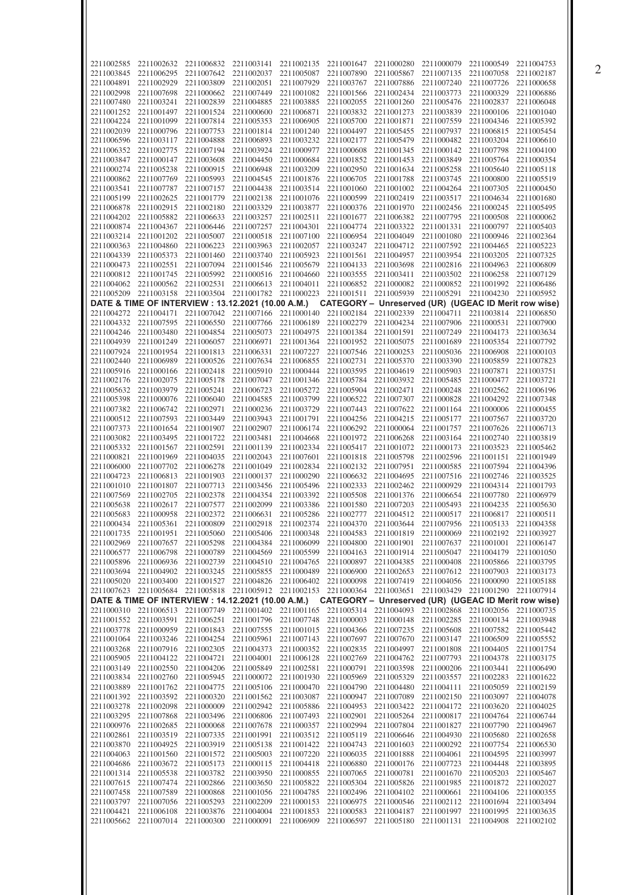| | | | | | | | | | |
|---|---|---|---|---|---|---|---|---|---|
| 2211002585 | 2211002632 | 2211006832 | 2211003141 | 2211002135 | 2211001647 | 2211000280 | 2211000079 | 2211000549 | 2211004753 |
| 2211003845 | 2211006295 | 2211007642 | 2211002037 | 2211005087 | 2211007890 | 2211005867 | 2211007135 | 2211007058 | 2211002187 |
| 2211004891 | 2211002929 | 2211003809 | 2211002051 | 2211007929 | 2211003767 | 2211007886 | 2211007240 | 2211007726 | 2211000658 |
| 2211002998 | 2211007698 | 2211000662 | 2211007449 | 2211001082 | 2211001566 | 2211002434 | 2211003773 | 2211000329 | 2211006886 |
| 2211007480 | 2211003241 | 2211002839 | 2211004885 | 2211003885 | 2211002055 | 2211001260 | 2211005476 | 2211002837 | 2211006048 |
| 2211001252 | 2211001497 | 2211001524 | 2211000600 | 2211006871 | 2211003832 | 2211001273 | 2211003839 | 2211000106 | 2211001040 |
| 2211004224 | 2211001099 | 2211007814 | 2211005353 | 2211006905 | 2211005700 | 2211001871 | 2211007559 | 2211004346 | 2211005392 |
| 2211002039 | 2211000796 | 2211007753 | 2211001814 | 2211001240 | 2211004497 | 2211005455 | 2211007937 | 2211006815 | 2211005454 |
| 2211006596 | 2211003117 | 2211004888 | 2211006893 | 2211003232 | 2211002177 | 2211005479 | 2211000482 | 2211003204 | 2211006610 |
| 2211006352 | 2211002775 | 2211007194 | 2211003924 | 2211000977 | 2211000608 | 2211001345 | 2211000142 | 2211007798 | 2211004100 |
| 2211003847 | 2211000147 | 2211003608 | 2211004450 | 2211000684 | 2211001852 | 2211001453 | 2211003849 | 2211005764 | 2211000354 |
| 2211000274 | 2211005238 | 2211000915 | 2211006948 | 2211003209 | 2211002950 | 2211001634 | 2211005258 | 2211005640 | 2211005118 |
| 2211000862 | 2211007769 | 2211005993 | 2211004545 | 2211001876 | 2211006705 | 2211001788 | 2211003745 | 2211000800 | 2211005519 |
| 2211003541 | 2211007787 | 2211007157 | 2211004438 | 2211003514 | 2211001060 | 2211001002 | 2211004264 | 2211007305 | 2211000450 |
| 2211005199 | 2211002625 | 2211001779 | 2211002138 | 2211001076 | 2211000599 | 2211002419 | 2211003517 | 2211004634 | 2211001680 |
| 2211006878 | 2211002915 | 2211002180 | 2211003329 | 2211003877 | 2211000376 | 2211001970 | 2211002456 | 2211000245 | 2211005495 |
| 2211004202 | 2211005882 | 2211006633 | 2211003257 | 2211002511 | 2211001677 | 2211006382 | 2211007795 | 2211000508 | 2211000062 |
| 2211000874 | 2211004367 | 2211006446 | 2211007257 | 2211004301 | 2211004774 | 2211003322 | 2211001331 | 2211000797 | 2211005403 |
| 2211003214 | 2211001202 | 2211005007 | 2211000518 | 2211007100 | 2211006954 | 2211004049 | 2211001080 | 2211000946 | 2211002364 |
| 2211000363 | 2211004860 | 2211006223 | 2211003963 | 2211002057 | 2211003247 | 2211004712 | 2211007592 | 2211004465 | 2211005223 |
| 2211004339 | 2211005373 | 2211001460 | 2211003740 | 2211005923 | 2211001561 | 2211004957 | 2211003954 | 2211003205 | 2211007325 |
| 2211000473 | 2211002551 | 2211007094 | 2211001546 | 2211005679 | 2211004133 | 2211003698 | 2211002816 | 2211004963 | 2211006809 |
| 2211000812 | 2211001745 | 2211005992 | 2211000516 | 2211004660 | 2211003555 | 2211003411 | 2211003502 | 2211006258 | 2211007129 |
| 2211004062 | 2211000562 | 2211002531 | 2211006613 | 2211004011 | 2211006852 | 2211000082 | 2211000852 | 2211001992 | 2211006486 |
| 2211005209 | 2211003158 | 2211003504 | 2211001782 | 2211000223 | 2211001511 | 2211005939 | 2211005291 | 2211004230 | 2211005952 |

**DATE & TIME OF INTERVIEW : 13.12.2021 (10.00 A.M.) CATEGORY – Unreserved (UR) (UGEAC ID Merit row wise)**

| | | | | | | | | | |
|---|---|---|---|---|---|---|---|---|---|
| 2211004272 | 2211004171 | 2211007042 | 2211007166 | 2211000140 | 2211002184 | 2211002339 | 2211004711 | 2211003814 | 2211006850 |
| 2211004332 | 2211007595 | 2211006550 | 2211007766 | 2211006189 | 2211002279 | 2211004234 | 2211007906 | 2211000531 | 2211007900 |
| 2211004246 | 2211003480 | 2211004854 | 2211005073 | 2211004975 | 2211001384 | 2211001591 | 2211007249 | 2211004173 | 2211003634 |
| 2211004939 | 2211001249 | 2211006057 | 2211006971 | 2211001364 | 2211001952 | 2211005075 | 2211001689 | 2211005354 | 2211007792 |
| 2211007924 | 2211001954 | 2211001813 | 2211006331 | 2211007227 | 2211007546 | 2211000253 | 2211005036 | 2211006908 | 2211000103 |
| 2211002440 | 2211006989 | 2211000526 | 2211007634 | 2211006855 | 2211002731 | 2211005370 | 2211003390 | 2211005859 | 2211007823 |
| 2211005916 | 2211000166 | 2211002418 | 2211005910 | 2211000444 | 2211003595 | 2211004619 | 2211005903 | 2211007871 | 2211003751 |
| 2211002176 | 2211002075 | 2211005178 | 2211007047 | 2211001346 | 2211005784 | 2211003932 | 2211005485 | 2211000477 | 2211003721 |
| 2211005632 | 2211003979 | 2211005241 | 2211006723 | 2211005272 | 2211005904 | 2211002471 | 2211000248 | 2211002562 | 2211006196 |
| 2211005398 | 2211000076 | 2211006040 | 2211004585 | 2211003799 | 2211006522 | 2211007307 | 2211000828 | 2211004292 | 2211007348 |
| 2211007382 | 2211006742 | 2211002971 | 2211000236 | 2211003729 | 2211007443 | 2211007622 | 2211001164 | 2211000006 | 2211000455 |
| 2211000512 | 2211007593 | 2211003449 | 2211003943 | 2211001791 | 2211004256 | 2211004215 | 2211005177 | 2211007567 | 2211003720 |
| 2211007373 | 2211001654 | 2211001907 | 2211002907 | 2211006174 | 2211006292 | 2211000064 | 2211001757 | 2211007626 | 2211006713 |
| 2211003082 | 2211003495 | 2211001722 | 2211003481 | 2211004668 | 2211001972 | 2211006268 | 2211003164 | 2211002740 | 2211003819 |
| 2211005332 | 2211001567 | 2211002591 | 2211001139 | 2211002334 | 2211005417 | 2211001072 | 2211000173 | 2211003523 | 2211005462 |
| 2211000821 | 2211001969 | 2211004035 | 2211002043 | 2211007601 | 2211001818 | 2211005798 | 2211002596 | 2211001151 | 2211001949 |
| 2211006000 | 2211007702 | 2211006278 | 2211001049 | 2211002834 | 2211002132 | 2211007951 | 2211000585 | 2211007594 | 2211004396 |
| 2211004723 | 2211006813 | 2211001903 | 2211000137 | 2211000290 | 2211006632 | 2211004695 | 2211007516 | 2211002746 | 2211003525 |
| 2211001010 | 2211001807 | 2211007713 | 2211003456 | 2211005496 | 2211002333 | 2211002462 | 2211000929 | 2211004314 | 2211001793 |
| 2211007569 | 2211002705 | 2211002378 | 2211004354 | 2211003392 | 2211005508 | 2211001376 | 2211006654 | 2211007780 | 2211006979 |
| 2211005638 | 2211002617 | 2211007577 | 2211002099 | 2211003386 | 2211001580 | 2211007203 | 2211005493 | 2211004235 | 2211005630 |
| 2211005683 | 2211000958 | 2211002372 | 2211006631 | 2211005286 | 2211002777 | 2211004512 | 2211000517 | 2211006817 | 2211000511 |
| 2211000434 | 2211005361 | 2211000809 | 2211002918 | 2211002374 | 2211004370 | 2211003644 | 2211007956 | 2211005133 | 2211004358 |
| 2211001735 | 2211001951 | 2211005060 | 2211005406 | 2211000348 | 2211004583 | 2211001819 | 2211000069 | 2211002192 | 2211003927 |
| 2211002969 | 2211007657 | 2211005298 | 2211004384 | 2211006099 | 2211004800 | 2211001901 | 2211007637 | 2211001001 | 2211006147 |
| 2211006577 | 2211006798 | 2211000789 | 2211004569 | 2211005599 | 2211004163 | 2211001914 | 2211005047 | 2211004179 | 2211001050 |
| 2211005896 | 2211006936 | 2211002739 | 2211004510 | 2211004765 | 2211000897 | 2211004385 | 2211000408 | 2211005866 | 2211003795 |
| 2211003694 | 2211004902 | 2211003245 | 2211005855 | 2211000489 | 2211006900 | 2211002653 | 2211007612 | 2211007903 | 2211003173 |
| 2211005020 | 2211003400 | 2211001527 | 2211004826 | 2211006402 | 2211000098 | 2211007419 | 2211004056 | 2211000090 | 2211005188 |
| 2211007623 | 2211005684 | 2211005818 | 2211005912 | 2211002153 | 2211000364 | 2211003651 | 2211003429 | 2211001290 | 2211007914 |

**DATE & TIME OF INTERVIEW : 14.12.2021 (10.00 A.M.) CATEGORY – Unreserved (UR) (UGEAC ID Merit row wise)**

| | | | | | | | | | |
|---|---|---|---|---|---|---|---|---|---|
| 2211000310 | 2211006513 | 2211007749 | 2211001402 | 2211001165 | 2211005314 | 2211004093 | 2211002868 | 2211002056 | 2211000735 |
| 2211001552 | 2211003591 | 2211006251 | 2211001796 | 2211007748 | 2211000003 | 2211000148 | 2211002285 | 2211000134 | 2211003948 |
| 2211003778 | 2211000959 | 2211001843 | 2211007555 | 2211001015 | 2211004366 | 2211007235 | 2211005608 | 2211007582 | 2211005442 |
| 2211001064 | 2211003246 | 2211004254 | 2211005961 | 2211007143 | 2211007697 | 2211007670 | 2211003147 | 2211006509 | 2211005552 |
| 2211003268 | 2211007916 | 2211002305 | 2211004373 | 2211000352 | 2211002835 | 2211004997 | 2211001808 | 2211004405 | 2211001754 |
| 2211005905 | 2211004122 | 2211004721 | 2211004001 | 2211006128 | 2211002769 | 2211004762 | 2211007793 | 2211004378 | 2211003175 |
| 2211003149 | 2211002550 | 2211004206 | 2211005849 | 2211002581 | 2211000791 | 2211003598 | 2211000206 | 2211003441 | 2211006490 |
| 2211003834 | 2211002760 | 2211005945 | 2211000072 | 2211001930 | 2211005969 | 2211005329 | 2211003557 | 2211002283 | 2211001622 |
| 2211003889 | 2211001762 | 2211004775 | 2211005106 | 2211000470 | 2211004790 | 2211004480 | 2211004111 | 2211005059 | 2211002159 |
| 2211001392 | 2211003592 | 2211000320 | 2211001562 | 2211003087 | 2211000947 | 2211007089 | 2211002150 | 2211003097 | 2211004078 |
| 2211003278 | 2211002098 | 2211000009 | 2211002942 | 2211005886 | 2211004953 | 2211003422 | 2211004172 | 2211003620 | 2211004025 |
| 2211003295 | 2211007868 | 2211003496 | 2211006806 | 2211007493 | 2211002901 | 2211005264 | 2211000817 | 2211004764 | 2211006744 |
| 2211000976 | 2211002685 | 2211000068 | 2211007678 | 2211000357 | 2211002994 | 2211007804 | 2211001827 | 2211007790 | 2211004967 |
| 2211002861 | 2211003519 | 2211007335 | 2211001991 | 2211003512 | 2211005119 | 2211006646 | 2211004930 | 2211005680 | 2211002658 |
| 2211003870 | 2211004925 | 2211003919 | 2211005138 | 2211001422 | 2211004743 | 2211001603 | 2211000292 | 2211007754 | 2211006530 |
| 2211004063 | 2211001560 | 2211001572 | 2211005003 | 2211007220 | 2211006035 | 2211001888 | 2211004061 | 2211004595 | 2211003997 |
| 2211004686 | 2211003672 | 2211005173 | 2211000115 | 2211004418 | 2211006880 | 2211000176 | 2211007723 | 2211004448 | 2211003895 |
| 2211001314 | 2211005538 | 2211003782 | 2211003950 | 2211000855 | 2211007065 | 2211000781 | 2211001670 | 2211005203 | 2211005467 |
| 2211007615 | 2211007474 | 2211002866 | 2211003650 | 2211005822 | 2211005304 | 2211005826 | 2211001985 | 2211001872 | 2211002027 |
| 2211007458 | 2211007589 | 2211000868 | 2211001056 | 2211004785 | 2211002496 | 2211004102 | 2211000661 | 2211004106 | 2211000355 |
| 2211003797 | 2211007056 | 2211005293 | 2211002209 | 2211000153 | 2211006975 | 2211000546 | 2211002112 | 2211001694 | 2211003494 |
| 2211004421 | 2211006108 | 2211003876 | 2211004004 | 2211001853 | 2211000583 | 2211004187 | 2211001997 | 2211001995 | 2211003635 |
| 2211005662 | 2211007014 | 2211000300 | 2211000091 | 2211006909 | 2211006597 | 2211005180 | 2211001131 | 2211004908 | 2211002102 |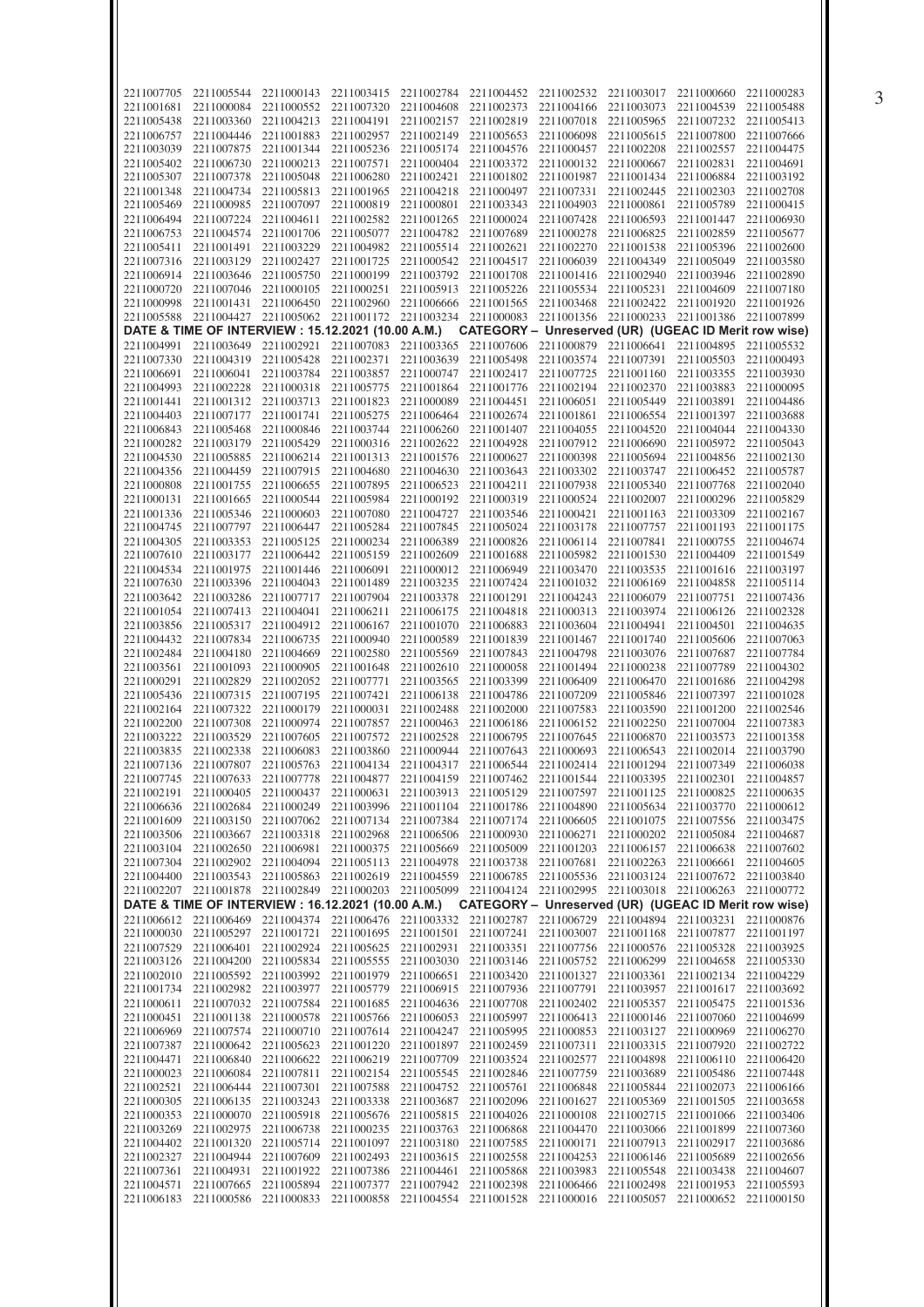| | | | | | | | | | |
|---|---|---|---|---|---|---|---|---|---|
| 2211007705 | 2211005544 | 2211000143 | 2211003415 | 2211002784 | 2211004452 | 2211002532 | 2211003017 | 2211000660 | 2211000283 |
| 2211001681 | 2211000084 | 2211000552 | 2211007320 | 2211004608 | 2211002373 | 2211004166 | 2211003073 | 2211004539 | 2211005488 |
| 2211005438 | 2211003360 | 2211004213 | 2211004191 | 2211002157 | 2211002819 | 2211007018 | 2211005965 | 2211007232 | 2211005413 |
| 2211006757 | 2211004446 | 2211001883 | 2211002957 | 2211002149 | 2211005653 | 2211006098 | 2211005615 | 2211007800 | 2211007666 |
| 2211003039 | 2211007875 | 2211001344 | 2211005236 | 2211005174 | 2211004576 | 2211000457 | 2211002208 | 2211002557 | 2211004475 |
| 2211005402 | 2211006730 | 2211000213 | 2211007571 | 2211000404 | 2211003372 | 2211000132 | 2211000667 | 2211002831 | 2211004691 |
| 2211005307 | 2211007378 | 2211005048 | 2211006280 | 2211002421 | 2211001802 | 2211001987 | 2211001434 | 2211006884 | 2211003192 |
| 2211001348 | 2211004734 | 2211005813 | 2211001965 | 2211004218 | 2211000497 | 2211007331 | 2211002445 | 2211002303 | 2211002708 |
| 2211005469 | 2211000985 | 2211007097 | 2211000819 | 2211000801 | 2211003343 | 2211004903 | 2211000861 | 2211005789 | 2211000415 |
| 2211006494 | 2211007224 | 2211004611 | 2211002582 | 2211001265 | 2211000024 | 2211007428 | 2211006593 | 2211001447 | 2211006930 |
| 2211006753 | 2211004574 | 2211001706 | 2211005077 | 2211004782 | 2211007689 | 2211000278 | 2211006825 | 2211002859 | 2211005677 |
| 2211005411 | 2211001491 | 2211003229 | 2211004982 | 2211005514 | 2211002621 | 2211002270 | 2211001538 | 2211005396 | 2211002600 |
| 2211007316 | 2211003129 | 2211002427 | 2211001725 | 2211000542 | 2211004517 | 2211006039 | 2211004349 | 2211005049 | 2211003580 |
| 2211006914 | 2211003646 | 2211005750 | 2211000199 | 2211003792 | 2211001708 | 2211001416 | 2211002940 | 2211003946 | 2211002890 |
| 2211000720 | 2211007046 | 2211000105 | 2211000251 | 2211005913 | 2211005226 | 2211005534 | 2211005231 | 2211004609 | 2211007180 |
| 2211000998 | 2211001431 | 2211006450 | 2211002960 | 2211006666 | 2211001565 | 2211003468 | 2211002422 | 2211001920 | 2211001926 |
| 2211005588 | 2211004427 | 2211005062 | 2211001172 | 2211003234 | 2211000083 | 2211001356 | 2211000233 | 2211001386 | 2211007899 |

**DATE & TIME OF INTERVIEW : 15.12.2021 (10.00 A.M.) CATEGORY – Unreserved (UR) (UGEAC ID Merit row wise)**

| | | | | | | | | | |
|---|---|---|---|---|---|---|---|---|---|
| 2211004991 | 2211003649 | 2211002921 | 2211007083 | 2211003365 | 2211007606 | 2211000879 | 2211006641 | 2211004895 | 2211005532 |
| 2211007330 | 2211004319 | 2211005428 | 2211002371 | 2211003639 | 2211005498 | 2211003574 | 2211007391 | 2211005503 | 2211000493 |
| 2211006691 | 2211006041 | 2211003784 | 2211003857 | 2211000747 | 2211002417 | 2211007725 | 2211001160 | 2211003355 | 2211003930 |
| 2211004993 | 2211002228 | 2211000318 | 2211005775 | 2211001864 | 2211001776 | 2211002194 | 2211002370 | 2211003883 | 2211000095 |
| 2211001441 | 2211001312 | 2211003713 | 2211001823 | 2211000089 | 2211004451 | 2211006051 | 2211005449 | 2211003891 | 2211004486 |
| 2211004403 | 2211007177 | 2211001741 | 2211005275 | 2211006464 | 2211002674 | 2211001861 | 2211006554 | 2211001397 | 2211003688 |
| 2211006843 | 2211005468 | 2211000846 | 2211003744 | 2211006260 | 2211001407 | 2211004055 | 2211004520 | 2211004044 | 2211004330 |
| 2211000282 | 2211003179 | 2211005429 | 2211000316 | 2211002622 | 2211004928 | 2211007912 | 2211006690 | 2211005972 | 2211005043 |
| 2211004530 | 2211005885 | 2211006214 | 2211001313 | 2211001576 | 2211000627 | 2211000398 | 2211005694 | 2211004856 | 2211002130 |
| 2211004356 | 2211004459 | 2211007915 | 2211004680 | 2211004630 | 2211003643 | 2211003302 | 2211003747 | 2211006452 | 2211005787 |
| 2211000808 | 2211001755 | 2211006655 | 2211007895 | 2211006523 | 2211004211 | 2211007938 | 2211005340 | 2211007768 | 2211002040 |
| 2211000131 | 2211001665 | 2211000544 | 2211005984 | 2211000192 | 2211000319 | 2211000524 | 2211002007 | 2211000296 | 2211005829 |
| 2211001336 | 2211005346 | 2211000603 | 2211007080 | 2211004727 | 2211003546 | 2211000421 | 2211001163 | 2211003309 | 2211002167 |
| 2211004745 | 2211007797 | 2211006447 | 2211005284 | 2211007845 | 2211005024 | 2211003178 | 2211007757 | 2211001193 | 2211001175 |
| 2211004305 | 2211003353 | 2211005125 | 2211000234 | 2211006389 | 2211000826 | 2211006114 | 2211007841 | 2211000755 | 2211004674 |
| 2211007610 | 2211003177 | 2211006442 | 2211005159 | 2211002609 | 2211001688 | 2211005982 | 2211001530 | 2211004409 | 2211001549 |
| 2211004534 | 2211001975 | 2211001446 | 2211006091 | 2211000012 | 2211006949 | 2211003470 | 2211003535 | 2211001616 | 2211003197 |
| 2211007630 | 2211003396 | 2211004043 | 2211001489 | 2211003235 | 2211007424 | 2211001032 | 2211006169 | 2211004858 | 2211005114 |
| 2211003642 | 2211003286 | 2211007717 | 2211007904 | 2211003378 | 2211001291 | 2211004243 | 2211006079 | 2211007751 | 2211007436 |
| 2211001054 | 2211007413 | 2211004041 | 2211006211 | 2211006175 | 2211004818 | 2211000313 | 2211003974 | 2211006126 | 2211002328 |
| 2211003856 | 2211005317 | 2211004912 | 2211006167 | 2211001070 | 2211006883 | 2211003604 | 2211004941 | 2211004501 | 2211004635 |
| 2211004432 | 2211007834 | 2211006735 | 2211000940 | 2211000589 | 2211001839 | 2211001467 | 2211001740 | 2211005606 | 2211007063 |
| 2211002484 | 2211004180 | 2211004669 | 2211002580 | 2211005569 | 2211007843 | 2211004798 | 2211003076 | 2211007687 | 2211007784 |
| 2211003561 | 2211001093 | 2211000905 | 2211001648 | 2211002610 | 2211000058 | 2211001494 | 2211000238 | 2211007789 | 2211004302 |
| 2211000291 | 2211002829 | 2211002052 | 2211007771 | 2211003565 | 2211003399 | 2211006409 | 2211006470 | 2211001686 | 2211004298 |
| 2211005436 | 2211007315 | 2211007195 | 2211007421 | 2211006138 | 2211004786 | 2211007209 | 2211005846 | 2211007397 | 2211001028 |
| 2211002164 | 2211007322 | 2211000179 | 2211000031 | 2211002488 | 2211002000 | 2211007583 | 2211003590 | 2211001200 | 2211002546 |
| 2211002200 | 2211007308 | 2211000974 | 2211007857 | 2211000463 | 2211006186 | 2211006152 | 2211002250 | 2211007004 | 2211007383 |
| 2211003222 | 2211003529 | 2211007605 | 2211007572 | 2211002528 | 2211006795 | 2211007645 | 2211006870 | 2211003573 | 2211001358 |
| 2211003835 | 2211002338 | 2211006083 | 2211003860 | 2211000944 | 2211007643 | 2211000693 | 2211006543 | 2211002014 | 2211003790 |
| 2211007136 | 2211007807 | 2211005763 | 2211004134 | 2211004317 | 2211006544 | 2211002414 | 2211001294 | 2211007349 | 2211006038 |
| 2211007745 | 2211007633 | 2211007778 | 2211004877 | 2211004159 | 2211007462 | 2211001544 | 2211003395 | 2211002301 | 2211004857 |
| 2211002191 | 2211000405 | 2211000437 | 2211000631 | 2211003913 | 2211005129 | 2211007597 | 2211001125 | 2211000825 | 2211000635 |
| 2211006636 | 2211002684 | 2211000249 | 2211003996 | 2211001104 | 2211001786 | 2211004890 | 2211005634 | 2211003770 | 2211000612 |
| 2211001609 | 2211003150 | 2211007062 | 2211007134 | 2211007384 | 2211007174 | 2211006605 | 2211001075 | 2211007556 | 2211003475 |
| 2211003506 | 2211003667 | 2211003318 | 2211002968 | 2211006506 | 2211000930 | 2211006271 | 2211000202 | 2211005084 | 2211004687 |
| 2211003104 | 2211002650 | 2211006981 | 2211000375 | 2211005669 | 2211005009 | 2211001203 | 2211006157 | 2211006638 | 2211007602 |
| 2211007304 | 2211002902 | 2211004094 | 2211005113 | 2211004978 | 2211003738 | 2211007681 | 2211002263 | 2211006661 | 2211004605 |
| 2211004400 | 2211003543 | 2211005863 | 2211002619 | 2211004559 | 2211006785 | 2211005536 | 2211003124 | 2211007672 | 2211003840 |
| 2211002207 | 2211001878 | 2211002849 | 2211000203 | 2211005099 | 2211004124 | 2211002995 | 2211003018 | 2211006263 | 2211000772 |

**DATE & TIME OF INTERVIEW : 16.12.2021 (10.00 A.M.) CATEGORY – Unreserved (UR) (UGEAC ID Merit row wise)**

| | | | | | | | | | |
|---|---|---|---|---|---|---|---|---|---|
| 2211006612 | 2211006469 | 2211004374 | 2211006476 | 2211003332 | 2211002787 | 2211006729 | 2211004894 | 2211003231 | 2211000876 |
| 2211000030 | 2211005297 | 2211001721 | 2211001695 | 2211001501 | 2211007241 | 2211003007 | 2211001168 | 2211007877 | 2211001197 |
| 2211007529 | 2211006401 | 2211002924 | 2211005625 | 2211002931 | 2211003351 | 2211007756 | 2211000576 | 2211005328 | 2211003925 |
| 2211003126 | 2211004200 | 2211005834 | 2211005555 | 2211003030 | 2211003146 | 2211005752 | 2211006299 | 2211004658 | 2211005330 |
| 2211002010 | 2211005592 | 2211003992 | 2211001979 | 2211006651 | 2211003420 | 2211001327 | 2211003361 | 2211002134 | 2211004229 |
| 2211001734 | 2211002982 | 2211003977 | 2211005779 | 2211006915 | 2211007936 | 2211007791 | 2211003957 | 2211001617 | 2211003692 |
| 2211000611 | 2211007032 | 2211007584 | 2211001685 | 2211004636 | 2211007708 | 2211002402 | 2211005357 | 2211005475 | 2211001536 |
| 2211000451 | 2211001138 | 2211000578 | 2211005766 | 2211006053 | 2211005997 | 2211006413 | 2211000146 | 2211007060 | 2211004699 |
| 2211006969 | 2211007574 | 2211000710 | 2211007614 | 2211004247 | 2211005995 | 2211000853 | 2211003127 | 2211000969 | 2211006270 |
| 2211007387 | 2211000642 | 2211005623 | 2211001220 | 2211001897 | 2211002459 | 2211007311 | 2211003315 | 2211007920 | 2211002722 |
| 2211004471 | 2211006840 | 2211006622 | 2211006219 | 2211007709 | 2211003524 | 2211002577 | 2211004898 | 2211006110 | 2211006420 |
| 2211000023 | 2211006084 | 2211007811 | 2211002154 | 2211005545 | 2211002846 | 2211007759 | 2211003689 | 2211005486 | 2211007448 |
| 2211002521 | 2211006444 | 2211007301 | 2211007588 | 2211004752 | 2211005761 | 2211006848 | 2211005844 | 2211002073 | 2211006166 |
| 2211000305 | 2211006135 | 2211003243 | 2211003338 | 2211003687 | 2211002096 | 2211001627 | 2211005369 | 2211001505 | 2211003658 |
| 2211000353 | 2211000070 | 2211005918 | 2211005676 | 2211005815 | 2211004026 | 2211000108 | 2211002715 | 2211001066 | 2211003406 |
| 2211003269 | 2211002975 | 2211006738 | 2211000235 | 2211003763 | 2211006868 | 2211004470 | 2211003066 | 2211001899 | 2211007360 |
| 2211004402 | 2211001320 | 2211005714 | 2211001097 | 2211003180 | 2211007585 | 2211000171 | 2211007913 | 2211002917 | 2211003686 |
| 2211002327 | 2211004944 | 2211007609 | 2211002493 | 2211003615 | 2211002558 | 2211004253 | 2211006146 | 2211005689 | 2211002656 |
| 2211007361 | 2211004931 | 2211001922 | 2211007386 | 2211004461 | 2211005868 | 2211003983 | 2211005548 | 2211003438 | 2211004607 |
| 2211004571 | 2211007665 | 2211005894 | 2211007377 | 2211007942 | 2211002398 | 2211006466 | 2211002498 | 2211001953 | 2211005593 |
| 2211006183 | 2211000586 | 2211000833 | 2211000858 | 2211004554 | 2211001528 | 2211000016 | 2211005057 | 2211000652 | 2211000150 |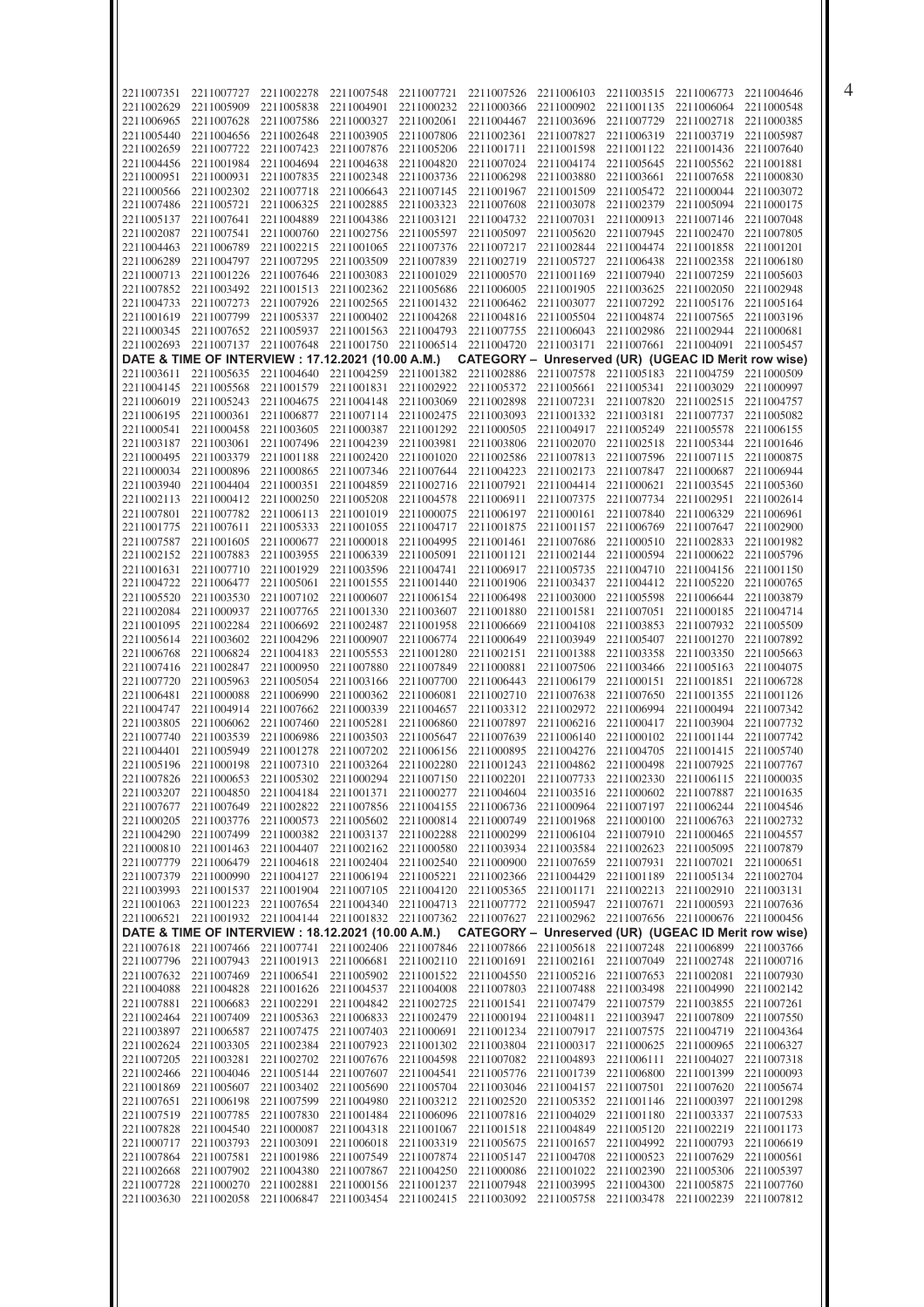| | | | | | | | | | |
|---|---|---|---|---|---|---|---|---|---|
| 2211007351 | 2211007727 | 2211002278 | 2211007548 | 2211007721 | 2211007526 | 2211006103 | 2211003515 | 2211006773 | 2211004646 |
| 2211002629 | 2211005909 | 2211005838 | 2211004901 | 2211000232 | 2211000366 | 2211000902 | 2211001135 | 2211006064 | 2211000548 |
| 2211006965 | 2211007628 | 2211007586 | 2211000327 | 2211002061 | 2211004467 | 2211003696 | 2211007729 | 2211002718 | 2211000385 |
| 2211005440 | 2211004656 | 2211002648 | 2211003905 | 2211007806 | 2211002361 | 2211007827 | 2211006319 | 2211003719 | 2211005987 |
| 2211002659 | 2211007722 | 2211007423 | 2211007876 | 2211005206 | 2211001711 | 2211001598 | 2211001122 | 2211001436 | 2211007640 |
| 2211004456 | 2211001984 | 2211004694 | 2211004638 | 2211004820 | 2211007024 | 2211004174 | 2211005645 | 2211005562 | 2211001881 |
| 2211000951 | 2211000931 | 2211007835 | 2211002348 | 2211003736 | 2211006298 | 2211003880 | 2211003661 | 2211007658 | 2211000830 |
| 2211000566 | 2211002302 | 2211007718 | 2211006643 | 2211007145 | 2211001967 | 2211001509 | 2211005472 | 2211000044 | 2211003072 |
| 2211007486 | 2211005721 | 2211006325 | 2211002885 | 2211003323 | 2211007608 | 2211003078 | 2211002379 | 2211005094 | 2211000175 |
| 2211005137 | 2211007641 | 2211004889 | 2211004386 | 2211003121 | 2211004732 | 2211007031 | 2211000913 | 2211007146 | 2211007048 |
| 2211002087 | 2211007541 | 2211000760 | 2211002756 | 2211005597 | 2211005097 | 2211005620 | 2211007945 | 2211002470 | 2211007805 |
| 2211004463 | 2211006789 | 2211002215 | 2211001065 | 2211007376 | 2211007217 | 2211002844 | 2211004474 | 2211001858 | 2211001201 |
| 2211006289 | 2211004797 | 2211007295 | 2211003509 | 2211007839 | 2211002719 | 2211005727 | 2211006438 | 2211002358 | 2211006180 |
| 2211000713 | 2211001226 | 2211007646 | 2211003083 | 2211001029 | 2211000570 | 2211001169 | 2211007940 | 2211007259 | 2211005603 |
| 2211007852 | 2211003492 | 2211001513 | 2211002362 | 2211005686 | 2211006005 | 2211001905 | 2211003625 | 2211002050 | 2211002948 |
| 2211004733 | 2211007273 | 2211007926 | 2211002565 | 2211001432 | 2211006462 | 2211003077 | 2211007292 | 2211005176 | 2211005164 |
| 2211001619 | 2211007799 | 2211005337 | 2211000402 | 2211004268 | 2211004816 | 2211005504 | 2211004874 | 2211007565 | 2211003196 |
| 2211000345 | 2211007652 | 2211005937 | 2211001563 | 2211004793 | 2211007755 | 2211006043 | 2211002986 | 2211002944 | 2211000681 |
| 2211002693 | 2211007137 | 2211007648 | 2211001750 | 2211006514 | 2211004720 | 2211003171 | 2211007661 | 2211004091 | 2211005457 |

**DATE & TIME OF INTERVIEW : 17.12.2021 (10.00 A.M.) CATEGORY – Unreserved (UR) (UGEAC ID Merit row wise)**

| | | | | | | | | | |
|---|---|---|---|---|---|---|---|---|---|
| 2211003611 | 2211005635 | 2211004640 | 2211004259 | 2211001382 | 2211002886 | 2211007578 | 2211005183 | 2211004759 | 2211000509 |
| 2211004145 | 2211005568 | 2211001579 | 2211001831 | 2211002922 | 2211005372 | 2211005661 | 2211005341 | 2211003029 | 2211000997 |
| 2211006019 | 2211005243 | 2211004675 | 2211004148 | 2211003069 | 2211002898 | 2211007231 | 2211007820 | 2211002515 | 2211004757 |
| 2211006195 | 2211000361 | 2211006877 | 2211007114 | 2211002475 | 2211003093 | 2211001332 | 2211003181 | 2211007737 | 2211005082 |
| 2211000541 | 2211000458 | 2211003605 | 2211000387 | 2211001292 | 2211000505 | 2211004917 | 2211005249 | 2211005578 | 2211006155 |
| 2211003187 | 2211003061 | 2211007496 | 2211004239 | 2211003981 | 2211003806 | 2211002070 | 2211002518 | 2211005344 | 2211001646 |
| 2211000495 | 2211003379 | 2211001188 | 2211002420 | 2211001020 | 2211002586 | 2211007813 | 2211007596 | 2211007115 | 2211000875 |
| 2211000034 | 2211000896 | 2211000865 | 2211007346 | 2211007644 | 2211004223 | 2211002173 | 2211007847 | 2211000687 | 2211006944 |
| 2211003940 | 2211000404 | 2211000351 | 2211004859 | 2211002716 | 2211007921 | 2211004414 | 2211000621 | 2211003545 | 2211005360 |
| 2211002113 | 2211000412 | 2211000250 | 2211005208 | 2211004578 | 2211006911 | 2211007375 | 2211007734 | 2211002951 | 2211002614 |
| 2211007801 | 2211007782 | 2211006113 | 2211001019 | 2211000075 | 2211006197 | 2211000161 | 2211007840 | 2211006329 | 2211006961 |
| 2211001775 | 2211007611 | 2211005333 | 2211001055 | 2211004717 | 2211001875 | 2211001157 | 2211006769 | 2211007647 | 2211002900 |
| 2211007587 | 2211001605 | 2211000677 | 2211000018 | 2211004995 | 2211001461 | 2211007686 | 2211000510 | 2211002833 | 2211001982 |
| 2211002152 | 2211007883 | 2211003955 | 2211006339 | 2211005091 | 2211001121 | 2211002144 | 2211000594 | 2211000622 | 2211005796 |
| 2211001631 | 2211007710 | 2211001929 | 2211003596 | 2211004741 | 2211006917 | 2211005735 | 2211004710 | 2211004156 | 2211001150 |
| 2211004722 | 2211006477 | 2211005061 | 2211001555 | 2211001440 | 2211001906 | 2211003437 | 2211004412 | 2211005220 | 2211000765 |
| 2211005520 | 2211003530 | 2211007102 | 2211000607 | 2211006154 | 2211006498 | 2211003000 | 2211005598 | 2211006644 | 2211003879 |
| 2211002084 | 2211000937 | 2211007765 | 2211001330 | 2211003607 | 2211001880 | 2211001581 | 2211007051 | 2211000185 | 2211004714 |
| 2211001095 | 2211002284 | 2211006692 | 2211002487 | 2211001958 | 2211006669 | 2211004108 | 2211003853 | 2211007932 | 2211005509 |
| 2211005614 | 2211003602 | 2211004296 | 2211000907 | 2211006774 | 2211000649 | 2211003949 | 2211005407 | 2211001270 | 2211007892 |
| 2211006768 | 2211006824 | 2211004183 | 2211005553 | 2211001280 | 2211002151 | 2211001388 | 2211003358 | 2211003350 | 2211005663 |
| 2211007416 | 2211002847 | 2211000950 | 2211007880 | 2211007849 | 2211000881 | 2211007506 | 2211003466 | 2211005163 | 2211004075 |
| 2211007720 | 2211005963 | 2211005054 | 2211003166 | 2211007700 | 2211006443 | 2211006179 | 2211000151 | 2211001851 | 2211006728 |
| 2211006481 | 2211000088 | 2211006990 | 2211000362 | 2211006081 | 2211002710 | 2211007638 | 2211007650 | 2211001355 | 2211001126 |
| 2211004747 | 2211004914 | 2211007662 | 2211000339 | 2211004657 | 2211003312 | 2211002972 | 2211006994 | 2211000494 | 2211007342 |
| 2211003805 | 2211006062 | 2211007460 | 2211005281 | 2211006860 | 2211007897 | 2211006216 | 2211000417 | 2211003904 | 2211007732 |
| 2211007740 | 2211003539 | 2211006986 | 2211003503 | 2211005647 | 2211007639 | 2211006140 | 2211000102 | 2211001144 | 2211007742 |
| 2211004401 | 2211005949 | 2211001278 | 2211007202 | 2211006156 | 2211000895 | 2211004276 | 2211004705 | 2211001415 | 2211005740 |
| 2211005196 | 2211000198 | 2211007310 | 2211003264 | 2211002280 | 2211001243 | 2211004862 | 2211000498 | 2211007925 | 2211007767 |
| 2211007826 | 2211000653 | 2211005302 | 2211000294 | 2211007150 | 2211002201 | 2211007733 | 2211002330 | 2211006115 | 2211000035 |
| 2211003207 | 2211004850 | 2211004184 | 2211001371 | 2211000277 | 2211004604 | 2211003516 | 2211000602 | 2211007887 | 2211001635 |
| 2211007677 | 2211007649 | 2211002822 | 2211007856 | 2211004155 | 2211006736 | 2211000964 | 2211007197 | 2211006244 | 2211004546 |
| 2211000205 | 2211003776 | 2211000573 | 2211005602 | 2211000814 | 2211000749 | 2211001968 | 2211000100 | 2211006763 | 2211002732 |
| 2211004290 | 2211007499 | 2211000382 | 2211003137 | 2211002288 | 2211000299 | 2211006104 | 2211007910 | 2211000465 | 2211004557 |
| 2211000810 | 2211001463 | 2211004407 | 2211002162 | 2211000580 | 2211003934 | 2211003584 | 2211002623 | 2211005095 | 2211007879 |
| 2211007779 | 2211006479 | 2211004618 | 2211002404 | 2211002540 | 2211000900 | 2211007659 | 2211007931 | 2211007021 | 2211000651 |
| 2211007379 | 2211000990 | 2211004127 | 2211006194 | 2211005221 | 2211002366 | 2211004429 | 2211001189 | 2211005134 | 2211002704 |
| 2211003993 | 2211001537 | 2211001904 | 2211007105 | 2211004120 | 2211005365 | 2211001171 | 2211002213 | 2211002910 | 2211003131 |
| 2211001063 | 2211001223 | 2211007654 | 2211004340 | 2211004713 | 2211007772 | 2211005947 | 2211007671 | 2211000593 | 2211007636 |
| 2211006521 | 2211001932 | 2211004144 | 2211001832 | 2211007362 | 2211007627 | 2211002962 | 2211007656 | 2211000676 | 2211000456 |

**DATE & TIME OF INTERVIEW : 18.12.2021 (10.00 A.M.) CATEGORY – Unreserved (UR) (UGEAC ID Merit row wise)**

| | | | | | | | | | |
|---|---|---|---|---|---|---|---|---|---|
| 2211007618 | 2211007466 | 2211007741 | 2211002406 | 2211007846 | 2211007866 | 2211005618 | 2211007248 | 2211006899 | 2211003766 |
| 2211007796 | 2211007943 | 2211001913 | 2211006681 | 2211002110 | 2211001691 | 2211002161 | 2211007049 | 2211002748 | 2211000716 |
| 2211007632 | 2211007469 | 2211006541 | 2211005902 | 2211001522 | 2211004550 | 2211005216 | 2211007653 | 2211002081 | 2211007930 |
| 2211004088 | 2211004828 | 2211001626 | 2211004537 | 2211004008 | 2211007803 | 2211007488 | 2211003498 | 2211004990 | 2211002142 |
| 2211007881 | 2211006683 | 2211002291 | 2211004842 | 2211002725 | 2211001541 | 2211007479 | 2211007579 | 2211003855 | 2211007261 |
| 2211002464 | 2211007409 | 2211005363 | 2211006833 | 2211002479 | 2211000194 | 2211004811 | 2211003947 | 2211007809 | 2211007550 |
| 2211003897 | 2211006587 | 2211007475 | 2211007403 | 2211000691 | 2211001234 | 2211007917 | 2211007575 | 2211004719 | 2211004364 |
| 2211002624 | 2211003305 | 2211002384 | 2211007923 | 2211001302 | 2211003804 | 2211000317 | 2211000625 | 2211000965 | 2211006327 |
| 2211007205 | 2211003281 | 2211002702 | 2211007676 | 2211004598 | 2211007082 | 2211004893 | 2211006111 | 2211004027 | 2211007318 |
| 2211002466 | 2211004046 | 2211005144 | 2211007607 | 2211004541 | 2211005776 | 2211001739 | 2211006800 | 2211001399 | 2211000093 |
| 2211001869 | 2211005607 | 2211003402 | 2211005690 | 2211005704 | 2211003046 | 2211004157 | 2211007501 | 2211007620 | 2211005674 |
| 2211007651 | 2211006198 | 2211007599 | 2211004980 | 2211003212 | 2211002520 | 2211005352 | 2211001146 | 2211000397 | 2211001298 |
| 2211007519 | 2211007785 | 2211007830 | 2211001484 | 2211006096 | 2211007816 | 2211004029 | 2211001180 | 2211003337 | 2211007533 |
| 2211007828 | 2211004540 | 2211000087 | 2211004318 | 2211001067 | 2211001518 | 2211004849 | 2211005120 | 2211002219 | 2211001173 |
| 2211000717 | 2211003793 | 2211003091 | 2211006018 | 2211003319 | 2211005675 | 2211001657 | 2211004992 | 2211000793 | 2211006619 |
| 2211007864 | 2211007581 | 2211001986 | 2211007549 | 2211007874 | 2211005147 | 2211004708 | 2211000523 | 2211007629 | 2211000561 |
| 2211002668 | 2211007902 | 2211004380 | 2211007867 | 2211004250 | 2211000086 | 2211001022 | 2211002390 | 2211005306 | 2211005397 |
| 2211007728 | 2211000270 | 2211002881 | 2211000156 | 2211001237 | 2211007948 | 2211003995 | 2211004300 | 2211005875 | 2211007760 |
| 2211003630 | 2211002058 | 2211006847 | 2211003454 | 2211002415 | 2211003092 | 2211005758 | 2211003478 | 2211002239 | 2211007812 |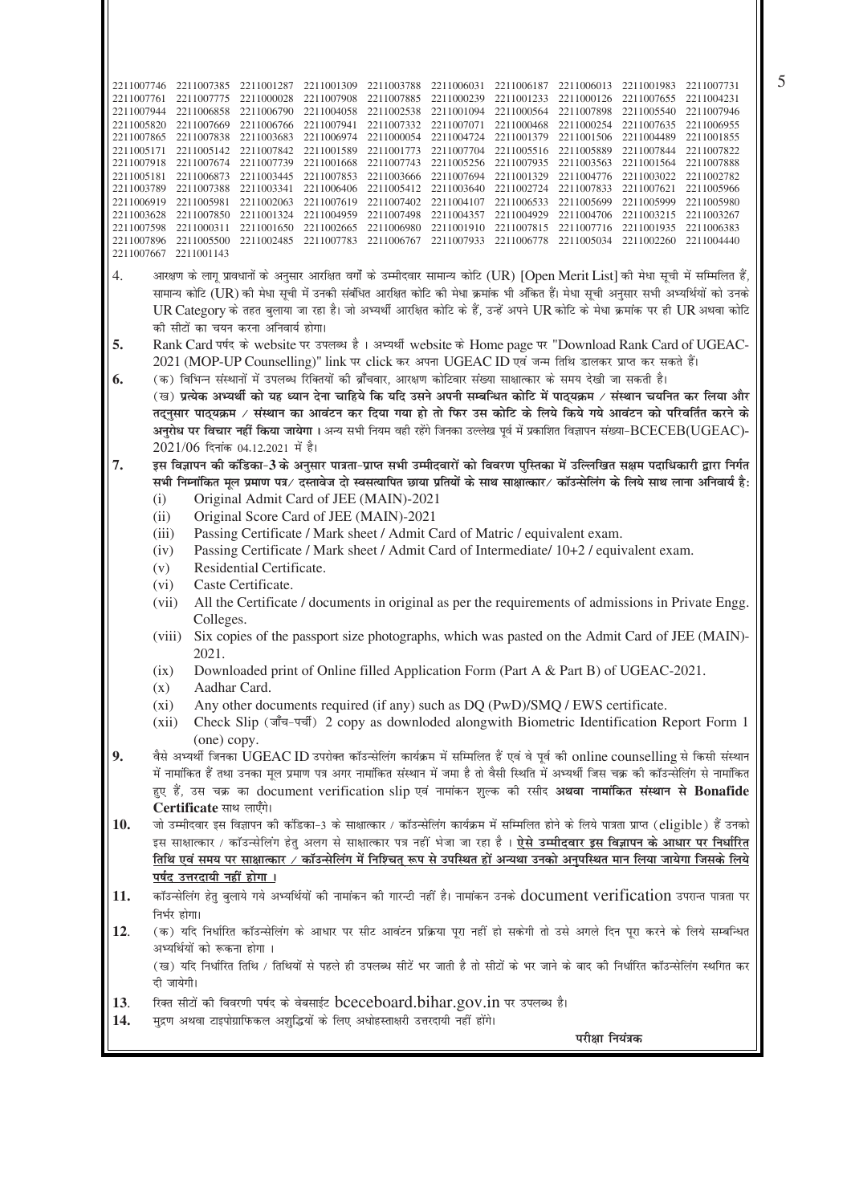| | | | | | | | | | |
|---|---|---|---|---|---|---|---|---|---|
| 2211007746 | 2211007385 | 2211001287 | 2211001309 | 2211003788 | 2211006031 | 2211006187 | 2211006013 | 2211001983 | 2211007731 |
| 2211007761 | 2211007775 | 2211000028 | 2211007908 | 2211007885 | 2211000239 | 2211001233 | 2211000126 | 2211007655 | 2211004231 |
| 2211007944 | 2211006858 | 2211006790 | 2211004058 | 2211002538 | 2211001094 | 2211000564 | 2211007898 | 2211005540 | 2211007946 |
| 2211005820 | 2211007669 | 2211006766 | 2211007941 | 2211007332 | 2211007071 | 2211000468 | 2211000254 | 2211007635 | 2211006955 |
| 2211007865 | 2211007838 | 2211003683 | 2211006974 | 2211000054 | 2211004724 | 2211001379 | 2211001506 | 2211004489 | 2211001855 |
| 2211005171 | 2211005142 | 2211007842 | 2211001589 | 2211001773 | 2211007704 | 2211005516 | 2211005889 | 2211007844 | 2211007822 |
| 2211007918 | 2211007674 | 2211007739 | 2211001668 | 2211007743 | 2211005256 | 2211007935 | 2211003563 | 2211001564 | 2211007888 |
| 2211005181 | 2211006873 | 2211003445 | 2211007853 | 2211003666 | 2211007694 | 2211001329 | 2211004776 | 2211003022 | 2211002782 |
| 2211003789 | 2211007388 | 2211003341 | 2211006406 | 2211005412 | 2211003640 | 2211002724 | 2211007833 | 2211007621 | 2211005966 |
| 2211006919 | 2211005981 | 2211002063 | 2211007619 | 2211007402 | 2211004107 | 2211006533 | 2211005699 | 2211005999 | 2211005980 |
| 2211003628 | 2211007850 | 2211001324 | 2211004959 | 2211007498 | 2211004357 | 2211004929 | 2211004706 | 2211003215 | 2211003267 |
| 2211007598 | 2211000311 | 2211001650 | 2211002665 | 2211006980 | 2211001910 | 2211007815 | 2211007716 | 2211001935 | 2211006383 |
| 2211007896 | 2211005500 | 2211002485 | 2211007783 | 2211006767 | 2211007933 | 2211006778 | 2211005034 | 2211002260 | 2211004440 |
| 2211007667 | 2211001143 | | | | | | | | |

4. आरक्षण के लागू प्रावधानों के अनुसार आरक्षित वर्गों के उम्मीदवार सामान्य कोटि (UR) [Open Merit List] की मेधा सूची में सम्मिलित हैं, सामान्य कोटि (UR) की मेधा सूची में उनकी संबंधित आरक्षित कोटि की मेधा क्रमांक भी अंकित हैं। मेधा सूची अनुसार सभी अभ्यर्थियों को उनके UR Category के तहत बुलाया जा रहा है। जो अभ्यर्थी आरक्षित कोटि के हैं, उन्हें अपने UR कोटि के मेधा क्रमांक पर ही UR अथवा कोटि की सीटों का चयन करना अनिवार्य होगा।

5. Rank Card पर्षद के website पर उपलब्ध है । अभ्यर्थी website के Home page पर "Download Rank Card of UGEAC-2021 (MOP-UP Counselling)" link पर click कर अपना UGEAC ID एवं जन्म तिथि डालकर प्राप्त कर सकते हैं।

6. (क) विभिन्न संस्थानों में उपलब्ध रिक्तियों की ब्रॉंचवार, आरक्षण कोटिवार संख्या साक्षात्कार के समय देखी जा सकती है।
(ख) **प्रत्येक अभ्यर्थी को यह ध्यान देना चाहिये कि यदि उसने अपनी सम्बन्धित कोटि में पाठ्यक्रम / संस्थान चयनित कर लिया और तद्नुसार पाठ्यक्रम / संस्थान का आवंटन कर दिया गया हो तो फिर उस कोटि के लिये किये गये आवंटन को परिवर्तित करने के अनुरोध पर विचार नहीं किया जायेगा।** अन्य सभी नियम वही रहेंगे जिनका उल्लेख पूर्व में प्रकाशित विज्ञापन संख्या-BCECEB(UGEAC)-2021/06 दिनांक 04.12.2021 में है।

7. **इस विज्ञापन की कंडिका-3 के अनुसार पात्रता-प्राप्त सभी उम्मीदवारों को विवरण पुस्तिका में उल्लिखित सक्षम पदाधिकारी द्वारा निर्गत सभी निम्नांकित मूल प्रमाण पत्र/ दस्तावेज दो स्वसत्यापित छाया प्रतियों के साथ साक्षात्कार/ कॉउन्सेलिंग के लिये साथ लाना अनिवार्य है:**
   (i) Original Admit Card of JEE (MAIN)-2021
   (ii) Original Score Card of JEE (MAIN)-2021
   (iii) Passing Certificate / Mark sheet / Admit Card of Matric / equivalent exam.
   (iv) Passing Certificate / Mark sheet / Admit Card of Intermediate/ 10+2 / equivalent exam.
   (v) Residential Certificate.
   (vi) Caste Certificate.
   (vii) All the Certificate / documents in original as per the requirements of admissions in Private Engg. Colleges.
   (viii) Six copies of the passport size photographs, which was pasted on the Admit Card of JEE (MAIN)-2021.
   (ix) Downloaded print of Online filled Application Form (Part A & Part B) of UGEAC-2021.
   (x) Aadhar Card.
   (xi) Any other documents required (if any) such as DQ (PwD)/SMQ / EWS certificate.
   (xii) Check Slip (जाँच-पर्ची) 2 copy as downloded alongwith Biometric Identification Report Form 1 (one) copy.

9. वैसे अभ्यर्थी जिनका UGEAC ID उपरोक्त कॉउन्सेलिंग कार्यक्रम में सम्मिलित हैं एवं वे पूर्व की online counselling से किसी संस्थान में नामांकित हैं तथा उनका मूल प्रमाण पत्र अगर नामांकित संस्थान में जमा है तो वैसी स्थिति में अभ्यर्थी जिस चक्र की कॉउन्सेलिंग से नामांकित हुए हैं, उस चक्र का document verification slip एवं नामांकन शुल्क की रसीद **अथवा नामांकित संस्थान से Bonafide Certificate** साथ लाएँगें।

10. जो उम्मीदवार इस विज्ञापन की कंडिका-3 के साक्षात्कार / कॉउन्सेलिंग कार्यक्रम में सम्मिलित होने के लिये पात्रता प्राप्त (eligible) हैं उनको इस साक्षात्कार / कॉउन्सेलिंग हेतु अलग से साक्षात्कार पत्र नहीं भेजा जा रहा है । **ऐसे उम्मीदवार इस विज्ञापन के आधार पर निर्धारित तिथि एवं समय पर साक्षात्कार / कॉउन्सेलिंग में निश्चित् रूप से उपस्थित हों अन्यथा उनको अनुपस्थित मान लिया जायेगा जिसके लिये पर्षद उत्तरदायी नहीं होगा ।**

11. कॉउन्सेलिंग हेतु बुलाये गये अभ्यर्थियों की नामांकन की गारन्टी नहीं है। नामांकन उनके document verification उपरान्त पात्रता पर निर्भर होगा।

12. (क) यदि निर्धारित कॉउन्सेलिंग के आधार पर सीट आवंटन प्रक्रिया पूरा नहीं हो सकेगी तो उसे अगले दिन पूरा करने के लिये सम्बन्धित अभ्यर्थियों को रूकना होगा ।
(ख) यदि निर्धारित तिथि / तिथियों से पहले ही उपलब्ध सीटें भर जाती है तो सीटों के भर जाने के बाद की निर्धारित कॉउन्सेलिंग स्थगित कर दी जायेगी।

13. रिक्त सीटों की विवरणी पर्षद के वेबसाईट bceceboard.bihar.gov.in पर उपलब्ध है।

14. मुद्रण अथवा टाइपोग्राफिकल अशुद्धियों के लिए अधोहस्ताक्षरी उत्तरदायी नहीं होंगे।

**परीक्षा नियंत्रक**